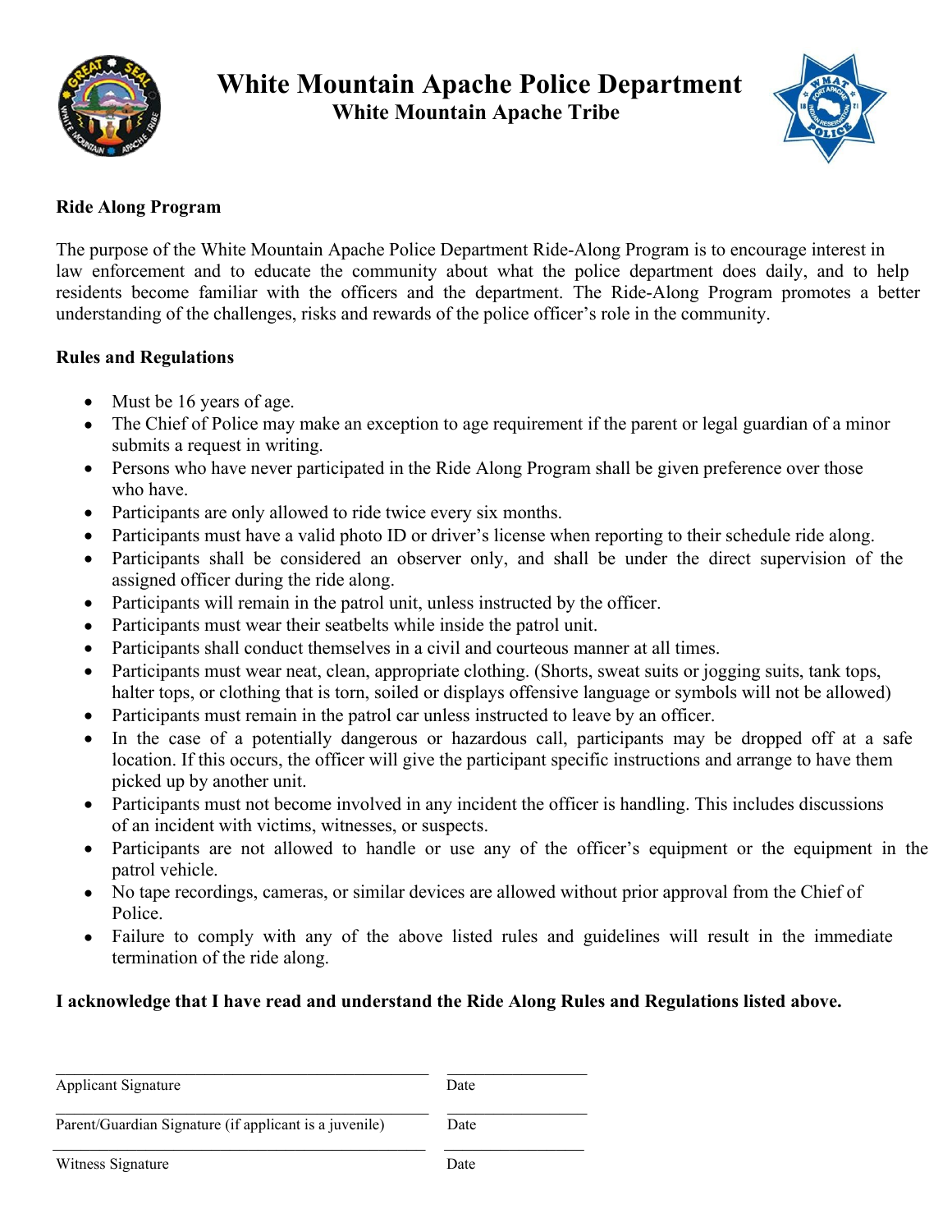# White Mountain Apache Police Department

## White Mountain Apache Tribe

**Ride Along Program**

The purpose of the White Mountain Apache Police Department Ride-Along Program is to encourage interest in law enforcement and to educate the community about what the police department does daily, and to help residents become familiar with the officers and the department. The Ride-Along Program promotes a better understanding of the challenges, risks and rewards of the police officer's role in the community.

**Rules and Regulations**

- Must be 16 years of age.
- The Chief of Police may make an exception to age requirement if the parent or legal guardian of a minor submits a request in writing.
- Persons who have never participated in the Ride Along Program shall be given preference over those who have.
- Participants are only allowed to ride twice every six months.
- Participants must have a valid photo ID or driver's license when reporting to their schedule ride along.
- Participants shall be considered an observer only, and shall be under the direct supervision of the assigned officer during the ride along.
- Participants will remain in the patrol unit, unless instructed by the officer.
- Participants must wear their seatbelts while inside the patrol unit.
- Participants shall conduct themselves in a civil and courteous manner at all times.
- Participants must wear neat, clean, appropriate clothing. (Shorts, sweat suits or jogging suits, tank tops, halter tops, or clothing that is torn, soiled or displays offensive language or symbols will not be allowed)
- Participants must remain in the patrol car unless instructed to leave by an officer.
- In the case of a potentially dangerous or hazardous call, participants may be dropped off at a safe location. If this occurs, the officer will give the participant specific instructions and arrange to have them picked up by another unit.
- Participants must not become involved in any incident the officer is handling. This includes discussions of an incident with victims, witnesses, or suspects.
- Participants are not allowed to handle or use any of the officer's equipment or the equipment in the patrol vehicle.
- No tape recordings, cameras, or similar devices are allowed without prior approval from the Chief of Police.
- Failure to comply with any of the above listed rules and guidelines will result in the immediate termination of the ride along.

**I acknowledge that I have read and understand the Ride Along Rules and Regulations listed above.**

\_\_\_\_\_\_\_\_\_\_\_\_\_\_\_\_\_\_\_\_\_\_\_\_\_\_\_\_\_\_\_\_\_\_\_\_ \_\_\_\_\_\_\_\_\_\_\_\_\_\_\_

Applicant Signature Date

\_\_\_\_\_\_\_\_\_\_\_\_\_\_\_\_\_\_\_\_\_\_\_\_\_\_\_\_\_\_\_\_\_\_\_\_ \_\_\_\_\_\_\_\_\_\_\_\_\_\_\_

Parent/Guardian Signature (if applicant is a juvenile) Date

\_\_\_\_\_\_\_\_\_\_\_\_\_\_\_\_\_\_\_\_\_\_\_\_\_\_\_\_\_\_\_\_\_\_\_\_ \_\_\_\_\_\_\_\_\_\_\_\_\_\_\_

Witness Signature Date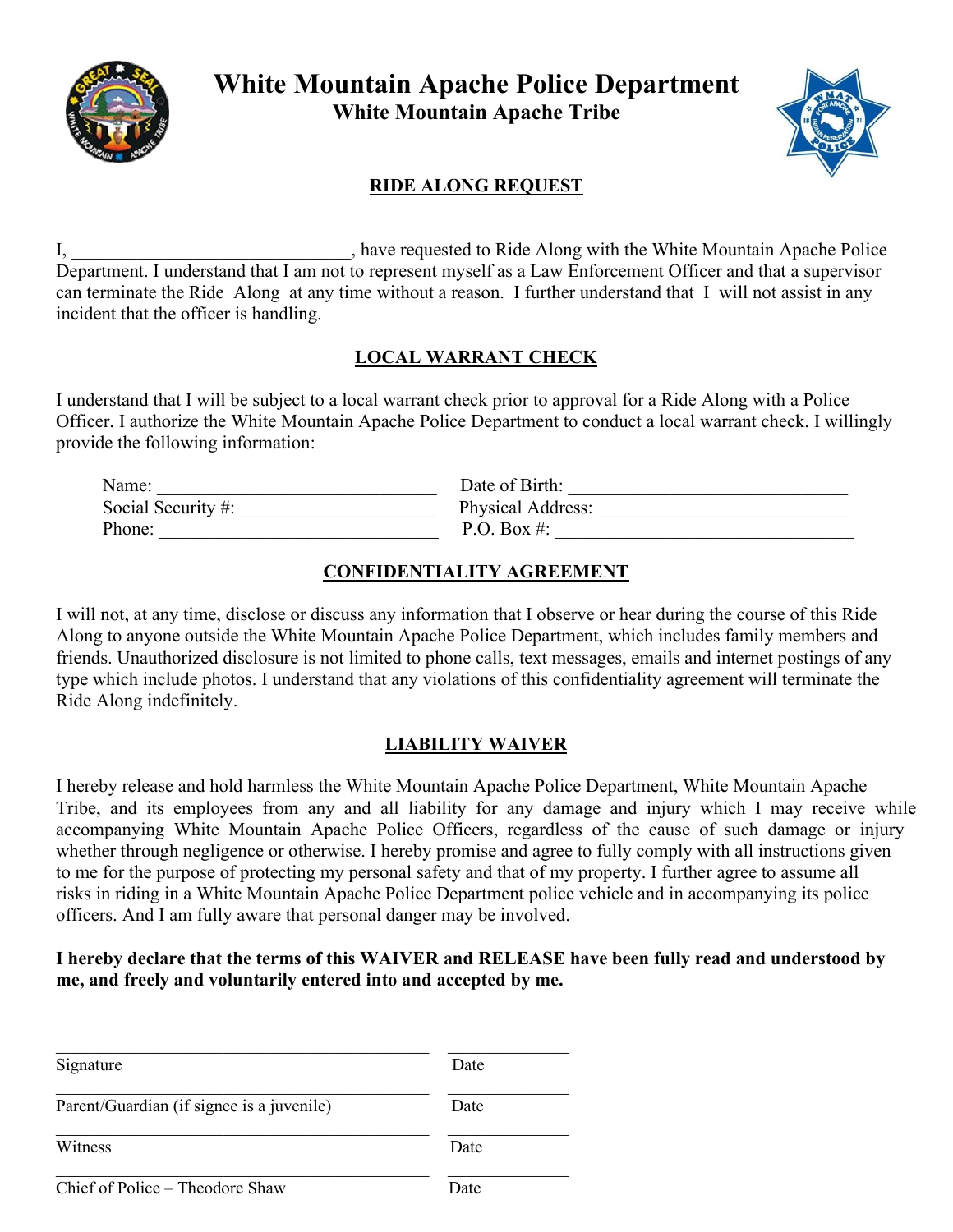# White Mountain Apache Police Department

## White Mountain Apache Tribe

### RIDE ALONG REQUEST

I, ______________________________, have requested to Ride Along with the White Mountain Apache Police Department. I understand that I am not to represent myself as a Law Enforcement Officer and that a supervisor can terminate the Ride Along at any time without a reason. I further understand that I will not assist in any incident that the officer is handling.

### LOCAL WARRANT CHECK

I understand that I will be subject to a local warrant check prior to approval for a Ride Along with a Police Officer. I authorize the White Mountain Apache Police Department to conduct a local warrant check. I willingly provide the following information:

Name: ______________________________ Date of Birth: ______________________________

Social Security #: ____________________ Physical Address: ___________________________

Phone: ______________________________ P.O. Box #: _______________________________

### CONFIDENTIALITY AGREEMENT

I will not, at any time, disclose or discuss any information that I observe or hear during the course of this Ride Along to anyone outside the White Mountain Apache Police Department, which includes family members and friends. Unauthorized disclosure is not limited to phone calls, text messages, emails and internet postings of any type which include photos. I understand that any violations of this confidentiality agreement will terminate the Ride Along indefinitely.

### LIABILITY WAIVER

I hereby release and hold harmless the White Mountain Apache Police Department, White Mountain Apache Tribe, and its employees from any and all liability for any damage and injury which I may receive while accompanying White Mountain Apache Police Officers, regardless of the cause of such damage or injury whether through negligence or otherwise. I hereby promise and agree to fully comply with all instructions given to me for the purpose of protecting my personal safety and that of my property. I further agree to assume all risks in riding in a White Mountain Apache Police Department police vehicle and in accompanying its police officers. And I am fully aware that personal danger may be involved.

**I hereby declare that the terms of this WAIVER and RELEASE have been fully read and understood by me, and freely and voluntarily entered into and accepted by me.**

________________________________________ ____________

Signature Date

________________________________________ ____________

Parent/Guardian (if signee is a juvenile) Date

________________________________________ ____________

Witness Date

________________________________________ ____________

Chief of Police – Theodore Shaw Date